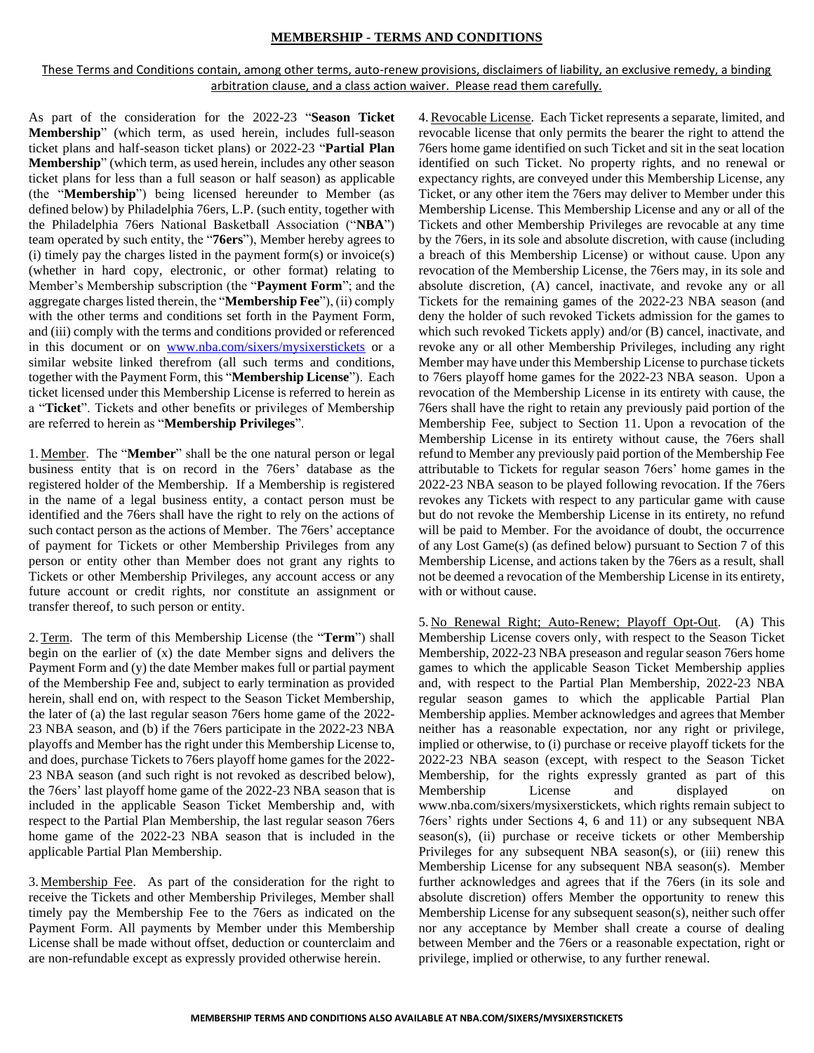# MEMBERSHIP - TERMS AND CONDITIONS

These Terms and Conditions contain, among other terms, auto-renew provisions, disclaimers of liability, an exclusive remedy, a binding arbitration clause, and a class action waiver. Please read them carefully.

As part of the consideration for the 2022-23 "**Season Ticket Membership**" (which term, as used herein, includes full-season ticket plans and half-season ticket plans) or 2022-23 "**Partial Plan Membership**" (which term, as used herein, includes any other season ticket plans for less than a full season or half season) as applicable (the "**Membership**") being licensed hereunder to Member (as defined below) by Philadelphia 76ers, L.P. (such entity, together with the Philadelphia 76ers National Basketball Association ("**NBA**") team operated by such entity, the "**76ers**"), Member hereby agrees to (i) timely pay the charges listed in the payment form(s) or invoice(s) (whether in hard copy, electronic, or other format) relating to Member's Membership subscription (the "**Payment Form**"; and the aggregate charges listed therein, the "**Membership Fee**"), (ii) comply with the other terms and conditions set forth in the Payment Form, and (iii) comply with the terms and conditions provided or referenced in this document or on www.nba.com/sixers/mysixerstickets or a similar website linked therefrom (all such terms and conditions, together with the Payment Form, this "**Membership License**"). Each ticket licensed under this Membership License is referred to herein as a "**Ticket**". Tickets and other benefits or privileges of Membership are referred to herein as "**Membership Privileges**".

1. Member. The "**Member**" shall be the one natural person or legal business entity that is on record in the 76ers' database as the registered holder of the Membership. If a Membership is registered in the name of a legal business entity, a contact person must be identified and the 76ers shall have the right to rely on the actions of such contact person as the actions of Member. The 76ers' acceptance of payment for Tickets or other Membership Privileges from any person or entity other than Member does not grant any rights to Tickets or other Membership Privileges, any account access or any future account or credit rights, nor constitute an assignment or transfer thereof, to such person or entity.

2. Term. The term of this Membership License (the "**Term**") shall begin on the earlier of (x) the date Member signs and delivers the Payment Form and (y) the date Member makes full or partial payment of the Membership Fee and, subject to early termination as provided herein, shall end on, with respect to the Season Ticket Membership, the later of (a) the last regular season 76ers home game of the 2022-23 NBA season, and (b) if the 76ers participate in the 2022-23 NBA playoffs and Member has the right under this Membership License to, and does, purchase Tickets to 76ers playoff home games for the 2022-23 NBA season (and such right is not revoked as described below), the 76ers' last playoff home game of the 2022-23 NBA season that is included in the applicable Season Ticket Membership and, with respect to the Partial Plan Membership, the last regular season 76ers home game of the 2022-23 NBA season that is included in the applicable Partial Plan Membership.

3. Membership Fee. As part of the consideration for the right to receive the Tickets and other Membership Privileges, Member shall timely pay the Membership Fee to the 76ers as indicated on the Payment Form. All payments by Member under this Membership License shall be made without offset, deduction or counterclaim and are non-refundable except as expressly provided otherwise herein.

4. Revocable License. Each Ticket represents a separate, limited, and revocable license that only permits the bearer the right to attend the 76ers home game identified on such Ticket and sit in the seat location identified on such Ticket. No property rights, and no renewal or expectancy rights, are conveyed under this Membership License, any Ticket, or any other item the 76ers may deliver to Member under this Membership License. This Membership License and any or all of the Tickets and other Membership Privileges are revocable at any time by the 76ers, in its sole and absolute discretion, with cause (including a breach of this Membership License) or without cause. Upon any revocation of the Membership License, the 76ers may, in its sole and absolute discretion, (A) cancel, inactivate, and revoke any or all Tickets for the remaining games of the 2022-23 NBA season (and deny the holder of such revoked Tickets admission for the games to which such revoked Tickets apply) and/or (B) cancel, inactivate, and revoke any or all other Membership Privileges, including any right Member may have under this Membership License to purchase tickets to 76ers playoff home games for the 2022-23 NBA season. Upon a revocation of the Membership License in its entirety with cause, the 76ers shall have the right to retain any previously paid portion of the Membership Fee, subject to Section 11. Upon a revocation of the Membership License in its entirety without cause, the 76ers shall refund to Member any previously paid portion of the Membership Fee attributable to Tickets for regular season 76ers' home games in the 2022-23 NBA season to be played following revocation. If the 76ers revokes any Tickets with respect to any particular game with cause but do not revoke the Membership License in its entirety, no refund will be paid to Member. For the avoidance of doubt, the occurrence of any Lost Game(s) (as defined below) pursuant to Section 7 of this Membership License, and actions taken by the 76ers as a result, shall not be deemed a revocation of the Membership License in its entirety, with or without cause.

5. No Renewal Right; Auto-Renew; Playoff Opt-Out. (A) This Membership License covers only, with respect to the Season Ticket Membership, 2022-23 NBA preseason and regular season 76ers home games to which the applicable Season Ticket Membership applies and, with respect to the Partial Plan Membership, 2022-23 NBA regular season games to which the applicable Partial Plan Membership applies. Member acknowledges and agrees that Member neither has a reasonable expectation, nor any right or privilege, implied or otherwise, to (i) purchase or receive playoff tickets for the 2022-23 NBA season (except, with respect to the Season Ticket Membership, for the rights expressly granted as part of this Membership License and displayed on www.nba.com/sixers/mysixerstickets, which rights remain subject to 76ers' rights under Sections 4, 6 and 11) or any subsequent NBA season(s), (ii) purchase or receive tickets or other Membership Privileges for any subsequent NBA season(s), or (iii) renew this Membership License for any subsequent NBA season(s). Member further acknowledges and agrees that if the 76ers (in its sole and absolute discretion) offers Member the opportunity to renew this Membership License for any subsequent season(s), neither such offer nor any acceptance by Member shall create a course of dealing between Member and the 76ers or a reasonable expectation, right or privilege, implied or otherwise, to any further renewal.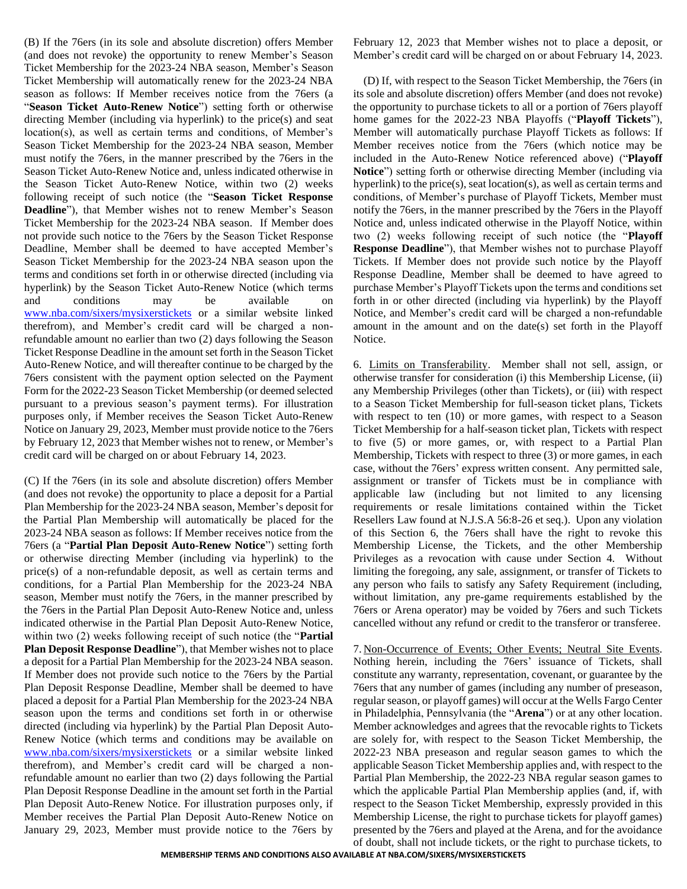(B) If the 76ers (in its sole and absolute discretion) offers Member (and does not revoke) the opportunity to renew Member's Season Ticket Membership for the 2023-24 NBA season, Member's Season Ticket Membership will automatically renew for the 2023-24 NBA season as follows: If Member receives notice from the 76ers (a "**Season Ticket Auto-Renew Notice**") setting forth or otherwise directing Member (including via hyperlink) to the price(s) and seat location(s), as well as certain terms and conditions, of Member's Season Ticket Membership for the 2023-24 NBA season, Member must notify the 76ers, in the manner prescribed by the 76ers in the Season Ticket Auto-Renew Notice and, unless indicated otherwise in the Season Ticket Auto-Renew Notice, within two (2) weeks following receipt of such notice (the "**Season Ticket Response Deadline**"), that Member wishes not to renew Member's Season Ticket Membership for the 2023-24 NBA season. If Member does not provide such notice to the 76ers by the Season Ticket Response Deadline, Member shall be deemed to have accepted Member's Season Ticket Membership for the 2023-24 NBA season upon the terms and conditions set forth in or otherwise directed (including via hyperlink) by the Season Ticket Auto-Renew Notice (which terms and conditions may be available on www.nba.com/sixers/mysixerstickets or a similar website linked therefrom), and Member's credit card will be charged a non-refundable amount no earlier than two (2) days following the Season Ticket Response Deadline in the amount set forth in the Season Ticket Auto-Renew Notice, and will thereafter continue to be charged by the 76ers consistent with the payment option selected on the Payment Form for the 2022-23 Season Ticket Membership (or deemed selected pursuant to a previous season's payment terms). For illustration purposes only, if Member receives the Season Ticket Auto-Renew Notice on January 29, 2023, Member must provide notice to the 76ers by February 12, 2023 that Member wishes not to renew, or Member's credit card will be charged on or about February 14, 2023.

(C) If the 76ers (in its sole and absolute discretion) offers Member (and does not revoke) the opportunity to place a deposit for a Partial Plan Membership for the 2023-24 NBA season, Member's deposit for the Partial Plan Membership will automatically be placed for the 2023-24 NBA season as follows: If Member receives notice from the 76ers (a "**Partial Plan Deposit Auto-Renew Notice**") setting forth or otherwise directing Member (including via hyperlink) to the price(s) of a non-refundable deposit, as well as certain terms and conditions, for a Partial Plan Membership for the 2023-24 NBA season, Member must notify the 76ers, in the manner prescribed by the 76ers in the Partial Plan Deposit Auto-Renew Notice and, unless indicated otherwise in the Partial Plan Deposit Auto-Renew Notice, within two (2) weeks following receipt of such notice (the "**Partial Plan Deposit Response Deadline**"), that Member wishes not to place a deposit for a Partial Plan Membership for the 2023-24 NBA season. If Member does not provide such notice to the 76ers by the Partial Plan Deposit Response Deadline, Member shall be deemed to have placed a deposit for a Partial Plan Membership for the 2023-24 NBA season upon the terms and conditions set forth in or otherwise directed (including via hyperlink) by the Partial Plan Deposit Auto-Renew Notice (which terms and conditions may be available on www.nba.com/sixers/mysixerstickets or a similar website linked therefrom), and Member's credit card will be charged a non-refundable amount no earlier than two (2) days following the Partial Plan Deposit Response Deadline in the amount set forth in the Partial Plan Deposit Auto-Renew Notice. For illustration purposes only, if Member receives the Partial Plan Deposit Auto-Renew Notice on January 29, 2023, Member must provide notice to the 76ers by February 12, 2023 that Member wishes not to place a deposit, or Member's credit card will be charged on or about February 14, 2023.

(D) If, with respect to the Season Ticket Membership, the 76ers (in its sole and absolute discretion) offers Member (and does not revoke) the opportunity to purchase tickets to all or a portion of 76ers playoff home games for the 2022-23 NBA Playoffs ("**Playoff Tickets**"), Member will automatically purchase Playoff Tickets as follows: If Member receives notice from the 76ers (which notice may be included in the Auto-Renew Notice referenced above) ("**Playoff Notice**") setting forth or otherwise directing Member (including via hyperlink) to the price(s), seat location(s), as well as certain terms and conditions, of Member's purchase of Playoff Tickets, Member must notify the 76ers, in the manner prescribed by the 76ers in the Playoff Notice and, unless indicated otherwise in the Playoff Notice, within two (2) weeks following receipt of such notice (the "**Playoff Response Deadline**"), that Member wishes not to purchase Playoff Tickets. If Member does not provide such notice by the Playoff Response Deadline, Member shall be deemed to have agreed to purchase Member's Playoff Tickets upon the terms and conditions set forth in or other directed (including via hyperlink) by the Playoff Notice, and Member's credit card will be charged a non-refundable amount in the amount and on the date(s) set forth in the Playoff Notice.

6. Limits on Transferability. Member shall not sell, assign, or otherwise transfer for consideration (i) this Membership License, (ii) any Membership Privileges (other than Tickets), or (iii) with respect to a Season Ticket Membership for full-season ticket plans, Tickets with respect to ten (10) or more games, with respect to a Season Ticket Membership for a half-season ticket plan, Tickets with respect to five (5) or more games, or, with respect to a Partial Plan Membership, Tickets with respect to three (3) or more games, in each case, without the 76ers' express written consent. Any permitted sale, assignment or transfer of Tickets must be in compliance with applicable law (including but not limited to any licensing requirements or resale limitations contained within the Ticket Resellers Law found at N.J.S.A 56:8-26 et seq.). Upon any violation of this Section 6, the 76ers shall have the right to revoke this Membership License, the Tickets, and the other Membership Privileges as a revocation with cause under Section 4. Without limiting the foregoing, any sale, assignment, or transfer of Tickets to any person who fails to satisfy any Safety Requirement (including, without limitation, any pre-game requirements established by the 76ers or Arena operator) may be voided by 76ers and such Tickets cancelled without any refund or credit to the transferor or transferee.

7. Non-Occurrence of Events; Other Events; Neutral Site Events. Nothing herein, including the 76ers' issuance of Tickets, shall constitute any warranty, representation, covenant, or guarantee by the 76ers that any number of games (including any number of preseason, regular season, or playoff games) will occur at the Wells Fargo Center in Philadelphia, Pennsylvania (the "**Arena**") or at any other location. Member acknowledges and agrees that the revocable rights to Tickets are solely for, with respect to the Season Ticket Membership, the 2022-23 NBA preseason and regular season games to which the applicable Season Ticket Membership applies and, with respect to the Partial Plan Membership, the 2022-23 NBA regular season games to which the applicable Partial Plan Membership applies (and, if, with respect to the Season Ticket Membership, expressly provided in this Membership License, the right to purchase tickets for playoff games) presented by the 76ers and played at the Arena, and for the avoidance of doubt, shall not include tickets, or the right to purchase tickets, to

**MEMBERSHIP TERMS AND CONDITIONS ALSO AVAILABLE AT NBA.COM/SIXERS/MYSIXERSTICKETS**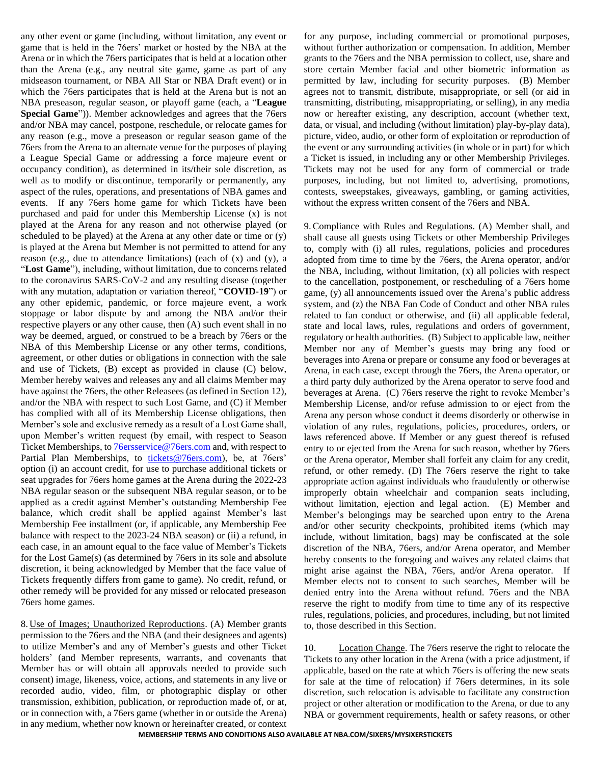any other event or game (including, without limitation, any event or game that is held in the 76ers' market or hosted by the NBA at the Arena or in which the 76ers participates that is held at a location other than the Arena (e.g., any neutral site game, game as part of any midseason tournament, or NBA All Star or NBA Draft event) or in which the 76ers participates that is held at the Arena but is not an NBA preseason, regular season, or playoff game (each, a "**League Special Game**")). Member acknowledges and agrees that the 76ers and/or NBA may cancel, postpone, reschedule, or relocate games for any reason (e.g., move a preseason or regular season game of the 76ers from the Arena to an alternate venue for the purposes of playing a League Special Game or addressing a force majeure event or occupancy condition), as determined in its/their sole discretion, as well as to modify or discontinue, temporarily or permanently, any aspect of the rules, operations, and presentations of NBA games and events. If any 76ers home game for which Tickets have been purchased and paid for under this Membership License (x) is not played at the Arena for any reason and not otherwise played (or scheduled to be played) at the Arena at any other date or time or (y) is played at the Arena but Member is not permitted to attend for any reason (e.g., due to attendance limitations) (each of (x) and (y), a "**Lost Game**"), including, without limitation, due to concerns related to the coronavirus SARS-CoV-2 and any resulting disease (together with any mutation, adaptation or variation thereof, "**COVID-19**") or any other epidemic, pandemic, or force majeure event, a work stoppage or labor dispute by and among the NBA and/or their respective players or any other cause, then (A) such event shall in no way be deemed, argued, or construed to be a breach by 76ers or the NBA of this Membership License or any other terms, conditions, agreement, or other duties or obligations in connection with the sale and use of Tickets, (B) except as provided in clause (C) below, Member hereby waives and releases any and all claims Member may have against the 76ers, the other Releasees (as defined in Section 12), and/or the NBA with respect to such Lost Game, and (C) if Member has complied with all of its Membership License obligations, then Member's sole and exclusive remedy as a result of a Lost Game shall, upon Member's written request (by email, with respect to Season Ticket Memberships, to 76ersservice@76ers.com and, with respect to Partial Plan Memberships, to tickets@76ers.com), be, at 76ers' option (i) an account credit, for use to purchase additional tickets or seat upgrades for 76ers home games at the Arena during the 2022-23 NBA regular season or the subsequent NBA regular season, or to be applied as a credit against Member's outstanding Membership Fee balance, which credit shall be applied against Member's last Membership Fee installment (or, if applicable, any Membership Fee balance with respect to the 2023-24 NBA season) or (ii) a refund, in each case, in an amount equal to the face value of Member's Tickets for the Lost Game(s) (as determined by 76ers in its sole and absolute discretion, it being acknowledged by Member that the face value of Tickets frequently differs from game to game). No credit, refund, or other remedy will be provided for any missed or relocated preseason 76ers home games.

8. Use of Images; Unauthorized Reproductions. (A) Member grants permission to the 76ers and the NBA (and their designees and agents) to utilize Member's and any of Member's guests and other Ticket holders' (and Member represents, warrants, and covenants that Member has or will obtain all approvals needed to provide such consent) image, likeness, voice, actions, and statements in any live or recorded audio, video, film, or photographic display or other transmission, exhibition, publication, or reproduction made of, or at, or in connection with, a 76ers game (whether in or outside the Arena) in any medium, whether now known or hereinafter created, or context for any purpose, including commercial or promotional purposes, without further authorization or compensation. In addition, Member grants to the 76ers and the NBA permission to collect, use, share and store certain Member facial and other biometric information as permitted by law, including for security purposes. (B) Member agrees not to transmit, distribute, misappropriate, or sell (or aid in transmitting, distributing, misappropriating, or selling), in any media now or hereafter existing, any description, account (whether text, data, or visual, and including (without limitation) play-by-play data), picture, video, audio, or other form of exploitation or reproduction of the event or any surrounding activities (in whole or in part) for which a Ticket is issued, in including any or other Membership Privileges. Tickets may not be used for any form of commercial or trade purposes, including, but not limited to, advertising, promotions, contests, sweepstakes, giveaways, gambling, or gaming activities, without the express written consent of the 76ers and NBA.

9. Compliance with Rules and Regulations. (A) Member shall, and shall cause all guests using Tickets or other Membership Privileges to, comply with (i) all rules, regulations, policies and procedures adopted from time to time by the 76ers, the Arena operator, and/or the NBA, including, without limitation, (x) all policies with respect to the cancellation, postponement, or rescheduling of a 76ers home game, (y) all announcements issued over the Arena's public address system, and (z) the NBA Fan Code of Conduct and other NBA rules related to fan conduct or otherwise, and (ii) all applicable federal, state and local laws, rules, regulations and orders of government, regulatory or health authorities. (B) Subject to applicable law, neither Member nor any of Member's guests may bring any food or beverages into Arena or prepare or consume any food or beverages at Arena, in each case, except through the 76ers, the Arena operator, or a third party duly authorized by the Arena operator to serve food and beverages at Arena. (C) 76ers reserve the right to revoke Member's Membership License, and/or refuse admission to or eject from the Arena any person whose conduct it deems disorderly or otherwise in violation of any rules, regulations, policies, procedures, orders, or laws referenced above. If Member or any guest thereof is refused entry to or ejected from the Arena for such reason, whether by 76ers or the Arena operator, Member shall forfeit any claim for any credit, refund, or other remedy. (D) The 76ers reserve the right to take appropriate action against individuals who fraudulently or otherwise improperly obtain wheelchair and companion seats including, without limitation, ejection and legal action. (E) Member and Member's belongings may be searched upon entry to the Arena and/or other security checkpoints, prohibited items (which may include, without limitation, bags) may be confiscated at the sole discretion of the NBA, 76ers, and/or Arena operator, and Member hereby consents to the foregoing and waives any related claims that might arise against the NBA, 76ers, and/or Arena operator. If Member elects not to consent to such searches, Member will be denied entry into the Arena without refund. 76ers and the NBA reserve the right to modify from time to time any of its respective rules, regulations, policies, and procedures, including, but not limited to, those described in this Section.

10. Location Change. The 76ers reserve the right to relocate the Tickets to any other location in the Arena (with a price adjustment, if applicable, based on the rate at which 76ers is offering the new seats for sale at the time of relocation) if 76ers determines, in its sole discretion, such relocation is advisable to facilitate any construction project or other alteration or modification to the Arena, or due to any NBA or government requirements, health or safety reasons, or other

**MEMBERSHIP TERMS AND CONDITIONS ALSO AVAILABLE AT NBA.COM/SIXERS/MYSIXERSTICKETS**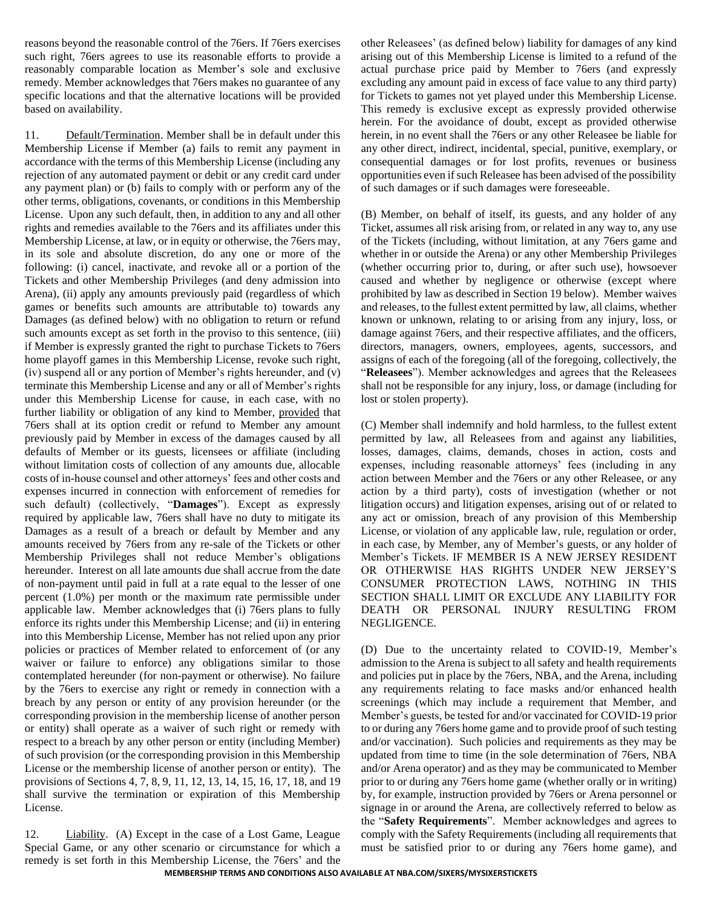reasons beyond the reasonable control of the 76ers. If 76ers exercises such right, 76ers agrees to use its reasonable efforts to provide a reasonably comparable location as Member's sole and exclusive remedy. Member acknowledges that 76ers makes no guarantee of any specific locations and that the alternative locations will be provided based on availability.

11. Default/Termination. Member shall be in default under this Membership License if Member (a) fails to remit any payment in accordance with the terms of this Membership License (including any rejection of any automated payment or debit or any credit card under any payment plan) or (b) fails to comply with or perform any of the other terms, obligations, covenants, or conditions in this Membership License. Upon any such default, then, in addition to any and all other rights and remedies available to the 76ers and its affiliates under this Membership License, at law, or in equity or otherwise, the 76ers may, in its sole and absolute discretion, do any one or more of the following: (i) cancel, inactivate, and revoke all or a portion of the Tickets and other Membership Privileges (and deny admission into Arena), (ii) apply any amounts previously paid (regardless of which games or benefits such amounts are attributable to) towards any Damages (as defined below) with no obligation to return or refund such amounts except as set forth in the proviso to this sentence, (iii) if Member is expressly granted the right to purchase Tickets to 76ers home playoff games in this Membership License, revoke such right, (iv) suspend all or any portion of Member's rights hereunder, and (v) terminate this Membership License and any or all of Member's rights under this Membership License for cause, in each case, with no further liability or obligation of any kind to Member, provided that 76ers shall at its option credit or refund to Member any amount previously paid by Member in excess of the damages caused by all defaults of Member or its guests, licensees or affiliate (including without limitation costs of collection of any amounts due, allocable costs of in-house counsel and other attorneys' fees and other costs and expenses incurred in connection with enforcement of remedies for such default) (collectively, "**Damages**"). Except as expressly required by applicable law, 76ers shall have no duty to mitigate its Damages as a result of a breach or default by Member and any amounts received by 76ers from any re-sale of the Tickets or other Membership Privileges shall not reduce Member's obligations hereunder. Interest on all late amounts due shall accrue from the date of non-payment until paid in full at a rate equal to the lesser of one percent (1.0%) per month or the maximum rate permissible under applicable law. Member acknowledges that (i) 76ers plans to fully enforce its rights under this Membership License; and (ii) in entering into this Membership License, Member has not relied upon any prior policies or practices of Member related to enforcement of (or any waiver or failure to enforce) any obligations similar to those contemplated hereunder (for non-payment or otherwise). No failure by the 76ers to exercise any right or remedy in connection with a breach by any person or entity of any provision hereunder (or the corresponding provision in the membership license of another person or entity) shall operate as a waiver of such right or remedy with respect to a breach by any other person or entity (including Member) of such provision (or the corresponding provision in this Membership License or the membership license of another person or entity). The provisions of Sections 4, 7, 8, 9, 11, 12, 13, 14, 15, 16, 17, 18, and 19 shall survive the termination or expiration of this Membership License.

12. Liability. (A) Except in the case of a Lost Game, League Special Game, or any other scenario or circumstance for which a remedy is set forth in this Membership License, the 76ers' and the other Releasees' (as defined below) liability for damages of any kind arising out of this Membership License is limited to a refund of the actual purchase price paid by Member to 76ers (and expressly excluding any amount paid in excess of face value to any third party) for Tickets to games not yet played under this Membership License. This remedy is exclusive except as expressly provided otherwise herein. For the avoidance of doubt, except as expressly provided otherwise herein, in no event shall the 76ers or any other Releasee be liable for any other direct, indirect, incidental, special, punitive, exemplary, or consequential damages or for lost profits, revenues or business opportunities even if such Releasee has been advised of the possibility of such damages or if such damages were foreseeable.

(B) Member, on behalf of itself, its guests, and any holder of any Ticket, assumes all risk arising from, or related in any way to, any use of the Tickets (including, without limitation, at any 76ers game and whether in or outside the Arena) or any other Membership Privileges (whether occurring prior to, during, or after such use), howsoever caused and whether by negligence or otherwise (except where prohibited by law as described in Section 19 below). Member waives and releases, to the fullest extent permitted by law, all claims, whether known or unknown, relating to or arising from any injury, loss, or damage against 76ers, and their respective affiliates, and the officers, directors, managers, owners, employees, agents, successors, and assigns of each of the foregoing (all of the foregoing, collectively, the "**Releasees**"). Member acknowledges and agrees that the Releasees shall not be responsible for any injury, loss, or damage (including for lost or stolen property).

(C) Member shall indemnify and hold harmless, to the fullest extent permitted by law, all Releasees from and against any liabilities, losses, damages, claims, demands, choses in action, costs and expenses, including reasonable attorneys' fees (including in any action between Member and the 76ers or any other Releasee, or any action by a third party), costs of investigation (whether or not litigation occurs) and litigation expenses, arising out of or related to any act or omission, breach of any provision of this Membership License, or violation of any applicable law, rule, regulation or order, in each case, by Member, any of Member's guests, or any holder of Member's Tickets. IF MEMBER IS A NEW JERSEY RESIDENT OR OTHERWISE HAS RIGHTS UNDER NEW JERSEY'S CONSUMER PROTECTION LAWS, NOTHING IN THIS SECTION SHALL LIMIT OR EXCLUDE ANY LIABILITY FOR DEATH OR PERSONAL INJURY RESULTING FROM NEGLIGENCE.

(D) Due to the uncertainty related to COVID-19, Member's admission to the Arena is subject to all safety and health requirements and policies put in place by the 76ers, NBA, and the Arena, including any requirements relating to face masks and/or enhanced health screenings (which may include a requirement that Member, and Member's guests, be tested for and/or vaccinated for COVID-19 prior to or during any 76ers home game and to provide proof of such testing and/or vaccination). Such policies and requirements as they may be updated from time to time (in the sole determination of 76ers, NBA and/or Arena operator) and as they may be communicated to Member prior to or during any 76ers home game (whether orally or in writing) by, for example, instruction provided by 76ers or Arena personnel or signage in or around the Arena, are collectively referred to below as the "**Safety Requirements**". Member acknowledges and agrees to comply with the Safety Requirements (including all requirements that must be satisfied prior to or during any 76ers home game), and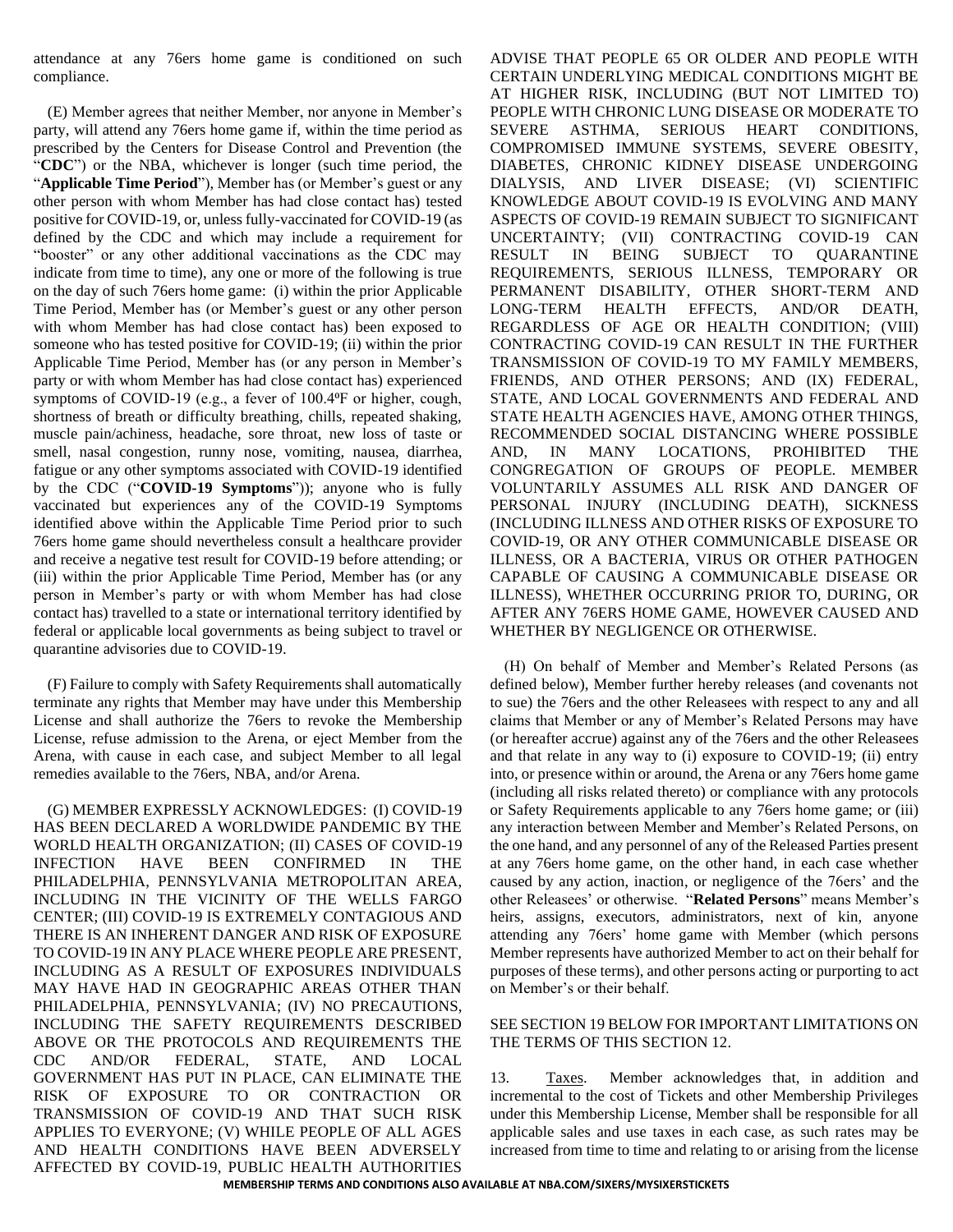attendance at any 76ers home game is conditioned on such compliance.

(E) Member agrees that neither Member, nor anyone in Member's party, will attend any 76ers home game if, within the time period as prescribed by the Centers for Disease Control and Prevention (the "**CDC**") or the NBA, whichever is longer (such time period, the "**Applicable Time Period**"), Member has (or Member's guest or any other person with whom Member has had close contact has) tested positive for COVID-19, or, unless fully-vaccinated for COVID-19 (as defined by the CDC and which may include a requirement for "booster" or any other additional vaccinations as the CDC may indicate from time to time), any one or more of the following is true on the day of such 76ers home game: (i) within the prior Applicable Time Period, Member has (or Member's guest or any other person with whom Member has had close contact has) been exposed to someone who has tested positive for COVID-19; (ii) within the prior Applicable Time Period, Member has (or any person in Member's party or with whom Member has had close contact has) experienced symptoms of COVID-19 (e.g., a fever of 100.4ºF or higher, cough, shortness of breath or difficulty breathing, chills, repeated shaking, muscle pain/achiness, headache, sore throat, new loss of taste or smell, nasal congestion, runny nose, vomiting, nausea, diarrhea, fatigue or any other symptoms associated with COVID-19 identified by the CDC ("**COVID-19 Symptoms**")); anyone who is fully vaccinated but experiences any of the COVID-19 Symptoms identified above within the Applicable Time Period prior to such 76ers home game should nevertheless consult a healthcare provider and receive a negative test result for COVID-19 before attending; or (iii) within the prior Applicable Time Period, Member has (or any person in Member's party or with whom Member has had close contact has) travelled to a state or international territory identified by federal or applicable local governments as being subject to travel or quarantine advisories due to COVID-19.

(F) Failure to comply with Safety Requirements shall automatically terminate any rights that Member may have under this Membership License and shall authorize the 76ers to revoke the Membership License, refuse admission to the Arena, or eject Member from the Arena, with cause in each case, and subject Member to all legal remedies available to the 76ers, NBA, and/or Arena.

(G) MEMBER EXPRESSLY ACKNOWLEDGES: (I) COVID-19 HAS BEEN DECLARED A WORLDWIDE PANDEMIC BY THE WORLD HEALTH ORGANIZATION; (II) CASES OF COVID-19 INFECTION HAVE BEEN CONFIRMED IN THE PHILADELPHIA, PENNSYLVANIA METROPOLITAN AREA, INCLUDING IN THE VICINITY OF THE WELLS FARGO CENTER; (III) COVID-19 IS EXTREMELY CONTAGIOUS AND THERE IS AN INHERENT DANGER AND RISK OF EXPOSURE TO COVID-19 IN ANY PLACE WHERE PEOPLE ARE PRESENT, INCLUDING AS A RESULT OF EXPOSURES INDIVIDUALS MAY HAVE HAD IN GEOGRAPHIC AREAS OTHER THAN PHILADELPHIA, PENNSYLVANIA; (IV) NO PRECAUTIONS, INCLUDING THE SAFETY REQUIREMENTS DESCRIBED ABOVE OR THE PROTOCOLS AND REQUIREMENTS THE CDC AND/OR FEDERAL, STATE, AND LOCAL GOVERNMENT HAS PUT IN PLACE, CAN ELIMINATE THE RISK OF EXPOSURE TO OR CONTRACTION OR TRANSMISSION OF COVID-19 AND THAT SUCH RISK APPLIES TO EVERYONE; (V) WHILE PEOPLE OF ALL AGES AND HEALTH CONDITIONS HAVE BEEN ADVERSELY AFFECTED BY COVID-19, PUBLIC HEALTH AUTHORITIES ADVISE THAT PEOPLE 65 OR OLDER AND PEOPLE WITH CERTAIN UNDERLYING MEDICAL CONDITIONS MIGHT BE AT HIGHER RISK, INCLUDING (BUT NOT LIMITED TO) PEOPLE WITH CHRONIC LUNG DISEASE OR MODERATE TO SEVERE ASTHMA, SERIOUS HEART CONDITIONS, COMPROMISED IMMUNE SYSTEMS, SEVERE OBESITY, DIABETES, CHRONIC KIDNEY DISEASE UNDERGOING DIALYSIS, AND LIVER DISEASE; (VI) SCIENTIFIC KNOWLEDGE ABOUT COVID-19 IS EVOLVING AND MANY ASPECTS OF COVID-19 REMAIN SUBJECT TO SIGNIFICANT UNCERTAINTY; (VII) CONTRACTING COVID-19 CAN RESULT IN BEING SUBJECT TO QUARANTINE REQUIREMENTS, SERIOUS ILLNESS, TEMPORARY OR PERMANENT DISABILITY, OTHER SHORT-TERM AND LONG-TERM HEALTH EFFECTS, AND/OR DEATH, REGARDLESS OF AGE OR HEALTH CONDITION; (VIII) CONTRACTING COVID-19 CAN RESULT IN THE FURTHER TRANSMISSION OF COVID-19 TO MY FAMILY MEMBERS, FRIENDS, AND OTHER PERSONS; AND (IX) FEDERAL, STATE, AND LOCAL GOVERNMENTS AND FEDERAL AND STATE HEALTH AGENCIES HAVE, AMONG OTHER THINGS, RECOMMENDED SOCIAL DISTANCING WHERE POSSIBLE AND, IN MANY LOCATIONS, PROHIBITED THE CONGREGATION OF GROUPS OF PEOPLE. MEMBER VOLUNTARILY ASSUMES ALL RISK AND DANGER OF PERSONAL INJURY (INCLUDING DEATH), SICKNESS (INCLUDING ILLNESS AND OTHER RISKS OF EXPOSURE TO COVID-19, OR ANY OTHER COMMUNICABLE DISEASE OR ILLNESS, OR A BACTERIA, VIRUS OR OTHER PATHOGEN CAPABLE OF CAUSING A COMMUNICABLE DISEASE OR ILLNESS), WHETHER OCCURRING PRIOR TO, DURING, OR AFTER ANY 76ERS HOME GAME, HOWEVER CAUSED AND WHETHER BY NEGLIGENCE OR OTHERWISE.

(H) On behalf of Member and Member's Related Persons (as defined below), Member further hereby releases (and covenants not to sue) the 76ers and the other Releasees with respect to any and all claims that Member or any of Member's Related Persons may have (or hereafter accrue) against any of the 76ers and the other Releasees and that relate in any way to (i) exposure to COVID-19; (ii) entry into, or presence within or around, the Arena or any 76ers home game (including all risks related thereto) or compliance with any protocols or Safety Requirements applicable to any 76ers home game; or (iii) any interaction between Member and Member's Related Persons, on the one hand, and any personnel of any of the Released Parties present at any 76ers home game, on the other hand, in each case whether caused by any action, inaction, or negligence of the 76ers' and the other Releasees' or otherwise. "**Related Persons**" means Member's heirs, assigns, executors, administrators, next of kin, anyone attending any 76ers' home game with Member (which persons Member represents have authorized Member to act on their behalf for purposes of these terms), and other persons acting or purporting to act on Member's or their behalf.

SEE SECTION 19 BELOW FOR IMPORTANT LIMITATIONS ON THE TERMS OF THIS SECTION 12.

13. Taxes. Member acknowledges that, in addition and incremental to the cost of Tickets and other Membership Privileges under this Membership License, Member shall be responsible for all applicable sales and use taxes in each case, as such rates may be increased from time to time and relating to or arising from the license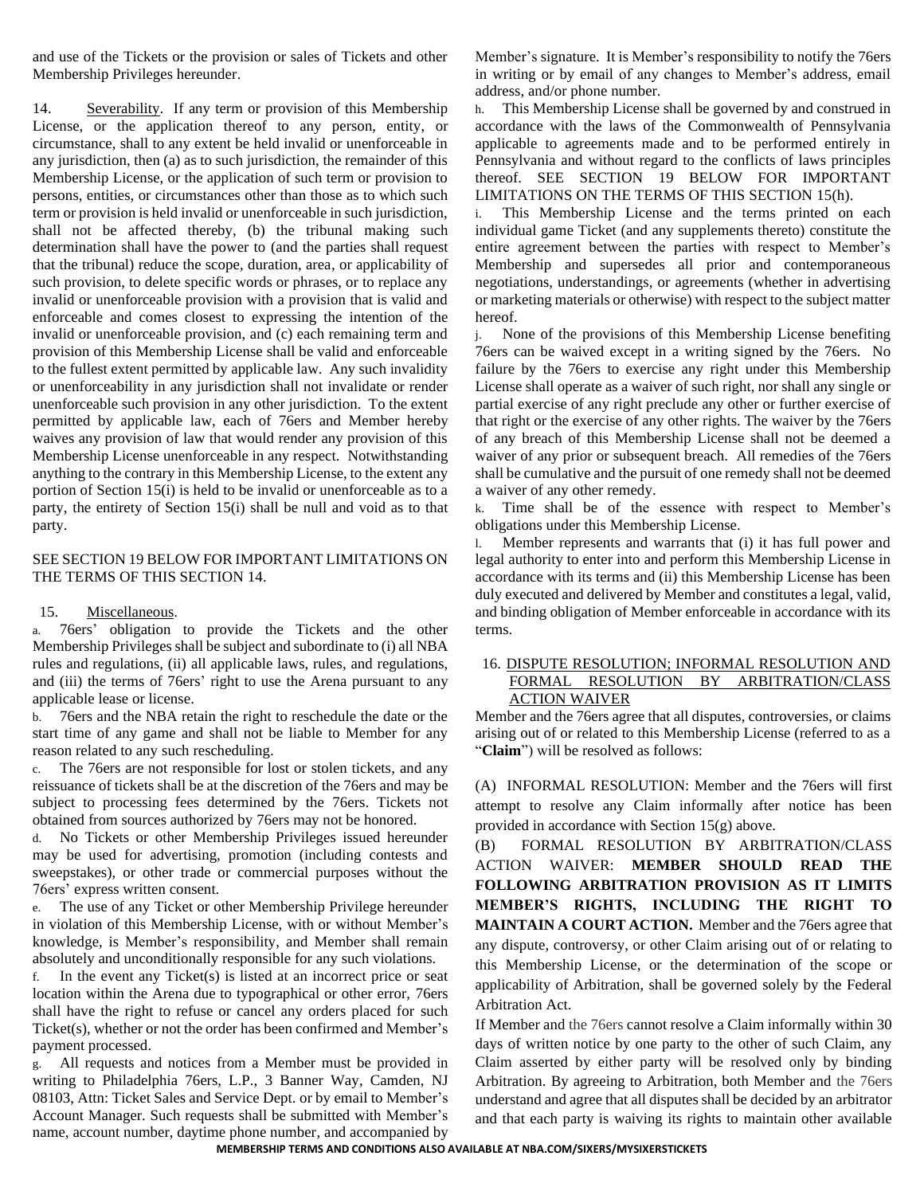and use of the Tickets or the provision or sales of Tickets and other Membership Privileges hereunder.

14. Severability. If any term or provision of this Membership License, or the application thereof to any person, entity, or circumstance, shall to any extent be held invalid or unenforceable in any jurisdiction, then (a) as to such jurisdiction, the remainder of this Membership License, or the application of such term or provision to persons, entities, or circumstances other than those as to which such term or provision is held invalid or unenforceable in such jurisdiction, shall not be affected thereby, (b) the tribunal making such determination shall have the power to (and the parties shall request that the tribunal) reduce the scope, duration, area, or applicability of such provision, to delete specific words or phrases, or to replace any invalid or unenforceable provision with a provision that is valid and enforceable and comes closest to expressing the intention of the invalid or unenforceable provision, and (c) each remaining term and provision of this Membership License shall be valid and enforceable to the fullest extent permitted by applicable law. Any such invalidity or unenforceability in any jurisdiction shall not invalidate or render unenforceable such provision in any other jurisdiction. To the extent permitted by applicable law, each of 76ers and Member hereby waives any provision of law that would render any provision of this Membership License unenforceable in any respect. Notwithstanding anything to the contrary in this Membership License, to the extent any portion of Section 15(i) is held to be invalid or unenforceable as to a party, the entirety of Section 15(i) shall be null and void as to that party.

SEE SECTION 19 BELOW FOR IMPORTANT LIMITATIONS ON THE TERMS OF THIS SECTION 14.

15. Miscellaneous.

a. 76ers' obligation to provide the Tickets and the other Membership Privileges shall be subject and subordinate to (i) all NBA rules and regulations, (ii) all applicable laws, rules, and regulations, and (iii) the terms of 76ers' right to use the Arena pursuant to any applicable lease or license.

b. 76ers and the NBA retain the right to reschedule the date or the start time of any game and shall not be liable to Member for any reason related to any such rescheduling.

c. The 76ers are not responsible for lost or stolen tickets, and any reissuance of tickets shall be at the discretion of the 76ers and may be subject to processing fees determined by the 76ers. Tickets not obtained from sources authorized by 76ers may not be honored.

d. No Tickets or other Membership Privileges issued hereunder may be used for advertising, promotion (including contests and sweepstakes), or other trade or commercial purposes without the 76ers' express written consent.

e. The use of any Ticket or other Membership Privilege hereunder in violation of this Membership License, with or without Member's knowledge, is Member's responsibility, and Member shall remain absolutely and unconditionally responsible for any such violations.

f. In the event any Ticket(s) is listed at an incorrect price or seat location within the Arena due to typographical or other error, 76ers shall have the right to refuse or cancel any orders placed for such Ticket(s), whether or not the order has been confirmed and Member's payment processed.

g. All requests and notices from a Member must be provided in writing to Philadelphia 76ers, L.P., 3 Banner Way, Camden, NJ 08103, Attn: Ticket Sales and Service Dept. or by email to Member's Account Manager. Such requests shall be submitted with Member's name, account number, daytime phone number, and accompanied by Member's signature. It is Member's responsibility to notify the 76ers in writing or by email of any changes to Member's address, email address, and/or phone number.

h. This Membership License shall be governed by and construed in accordance with the laws of the Commonwealth of Pennsylvania applicable to agreements made and to be performed entirely in Pennsylvania and without regard to the conflicts of laws principles thereof. SEE SECTION 19 BELOW FOR IMPORTANT LIMITATIONS ON THE TERMS OF THIS SECTION 15(h).

i. This Membership License and the terms printed on each individual game Ticket (and any supplements thereto) constitute the entire agreement between the parties with respect to Member's Membership and supersedes all prior and contemporaneous negotiations, understandings, or agreements (whether in advertising or marketing materials or otherwise) with respect to the subject matter hereof.

j. None of the provisions of this Membership License benefiting 76ers can be waived except in a writing signed by the 76ers. No failure by the 76ers to exercise any right under this Membership License shall operate as a waiver of such right, nor shall any single or partial exercise of any right preclude any other or further exercise of that right or the exercise of any other rights. The waiver by the 76ers of any breach of this Membership License shall not be deemed a waiver of any prior or subsequent breach. All remedies of the 76ers shall be cumulative and the pursuit of one remedy shall not be deemed a waiver of any other remedy.

k. Time shall be of the essence with respect to Member's obligations under this Membership License.

l. Member represents and warrants that (i) it has full power and legal authority to enter into and perform this Membership License in accordance with its terms and (ii) this Membership License has been duly executed and delivered by Member and constitutes a legal, valid, and binding obligation of Member enforceable in accordance with its terms.

16. DISPUTE RESOLUTION; INFORMAL RESOLUTION AND FORMAL RESOLUTION BY ARBITRATION/CLASS ACTION WAIVER

Member and the 76ers agree that all disputes, controversies, or claims arising out of or related to this Membership License (referred to as a "**Claim**") will be resolved as follows:

(A) INFORMAL RESOLUTION: Member and the 76ers will first attempt to resolve any Claim informally after notice has been provided in accordance with Section 15(g) above.

(B) FORMAL RESOLUTION BY ARBITRATION/CLASS ACTION WAIVER: **MEMBER SHOULD READ THE FOLLOWING ARBITRATION PROVISION AS IT LIMITS MEMBER'S RIGHTS, INCLUDING THE RIGHT TO MAINTAIN A COURT ACTION.** Member and the 76ers agree that any dispute, controversy, or other Claim arising out of or relating to this Membership License, or the determination of the scope or applicability of Arbitration, shall be governed solely by the Federal Arbitration Act.

If Member and the 76ers cannot resolve a Claim informally within 30 days of written notice by one party to the other of such Claim, any Claim asserted by either party will be resolved only by binding Arbitration. By agreeing to Arbitration, both Member and the 76ers understand and agree that all disputes shall be decided by an arbitrator and that each party is waiving its rights to maintain other available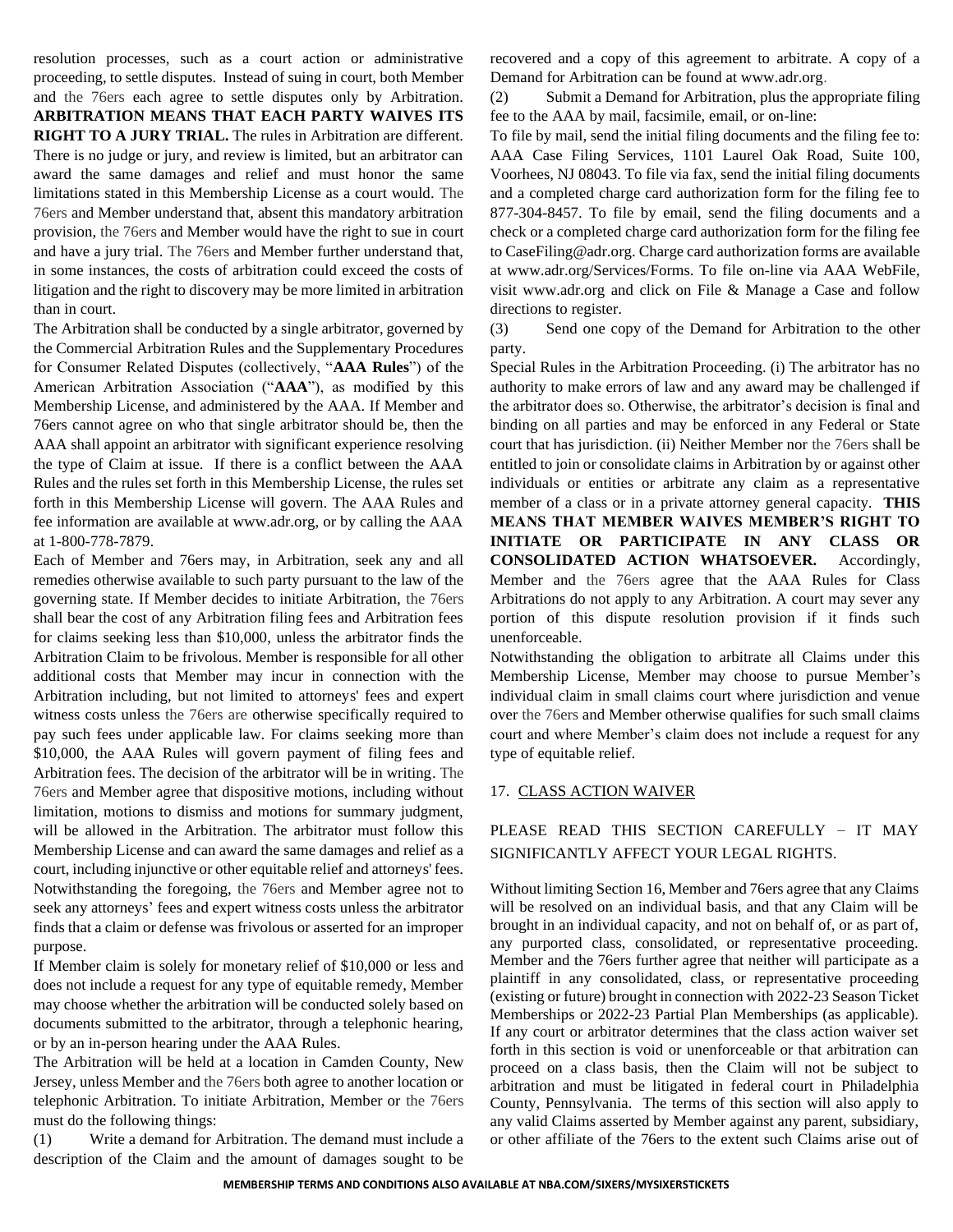resolution processes, such as a court action or administrative proceeding, to settle disputes. Instead of suing in court, both Member and the 76ers each agree to settle disputes only by Arbitration. **ARBITRATION MEANS THAT EACH PARTY WAIVES ITS RIGHT TO A JURY TRIAL.** The rules in Arbitration are different. There is no judge or jury, and review is limited, but an arbitrator can award the same damages and relief and must honor the same limitations stated in this Membership License as a court would. The 76ers and Member understand that, absent this mandatory arbitration provision, the 76ers and Member would have the right to sue in court and have a jury trial. The 76ers and Member further understand that, in some instances, the costs of arbitration could exceed the costs of litigation and the right to discovery may be more limited in arbitration than in court.

The Arbitration shall be conducted by a single arbitrator, governed by the Commercial Arbitration Rules and the Supplementary Procedures for Consumer Related Disputes (collectively, "**AAA Rules**") of the American Arbitration Association ("**AAA**"), as modified by this Membership License, and administered by the AAA. If Member and 76ers cannot agree on who that single arbitrator should be, then the AAA shall appoint an arbitrator with significant experience resolving the type of Claim at issue. If there is a conflict between the AAA Rules and the rules set forth in this Membership License, the rules set forth in this Membership License will govern. The AAA Rules and fee information are available at www.adr.org, or by calling the AAA at 1-800-778-7879.

Each of Member and 76ers may, in Arbitration, seek any and all remedies otherwise available to such party pursuant to the law of the governing state. If Member decides to initiate Arbitration, the 76ers shall bear the cost of any Arbitration filing fees and Arbitration fees for claims seeking less than $10,000, unless the arbitrator finds the Arbitration Claim to be frivolous. Member is responsible for all other additional costs that Member may incur in connection with the Arbitration including, but not limited to attorneys' fees and expert witness costs unless the 76ers are otherwise specifically required to pay such fees under applicable law. For claims seeking more than $10,000, the AAA Rules will govern payment of filing fees and Arbitration fees. The decision of the arbitrator will be in writing. The 76ers and Member agree that dispositive motions, including without limitation, motions to dismiss and motions for summary judgment, will be allowed in the Arbitration. The arbitrator must follow this Membership License and can award the same damages and relief as a court, including injunctive or other equitable relief and attorneys' fees. Notwithstanding the foregoing, the 76ers and Member agree not to seek any attorneys' fees and expert witness costs unless the arbitrator finds that a claim or defense was frivolous or asserted for an improper purpose.

If Member claim is solely for monetary relief of $10,000 or less and does not include a request for any type of equitable remedy, Member may choose whether the arbitration will be conducted solely based on documents submitted to the arbitrator, through a telephonic hearing, or by an in-person hearing under the AAA Rules.

The Arbitration will be held at a location in Camden County, New Jersey, unless Member and the 76ers both agree to another location or telephonic Arbitration. To initiate Arbitration, Member or the 76ers must do the following things:

(1) Write a demand for Arbitration. The demand must include a description of the Claim and the amount of damages sought to be recovered and a copy of this agreement to arbitrate. A copy of a Demand for Arbitration can be found at www.adr.org.

(2) Submit a Demand for Arbitration, plus the appropriate filing fee to the AAA by mail, facsimile, email, or on-line:

To file by mail, send the initial filing documents and the filing fee to: AAA Case Filing Services, 1101 Laurel Oak Road, Suite 100, Voorhees, NJ 08043. To file via fax, send the initial filing documents and a completed charge card authorization form for the filing fee to 877-304-8457. To file by email, send the filing documents and a check or a completed charge card authorization form for the filing fee to CaseFiling@adr.org. Charge card authorization forms are available at www.adr.org/Services/Forms. To file on-line via AAA WebFile, visit www.adr.org and click on File & Manage a Case and follow directions to register.

(3) Send one copy of the Demand for Arbitration to the other party.

Special Rules in the Arbitration Proceeding. (i) The arbitrator has no authority to make errors of law and any award may be challenged if the arbitrator does so. Otherwise, the arbitrator's decision is final and binding on all parties and may be enforced in any Federal or State court that has jurisdiction. (ii) Neither Member nor the 76ers shall be entitled to join or consolidate claims in Arbitration by or against other individuals or entities or arbitrate any claim as a representative member of a class or in a private attorney general capacity. **THIS MEANS THAT MEMBER WAIVES MEMBER'S RIGHT TO INITIATE OR PARTICIPATE IN ANY CLASS OR CONSOLIDATED ACTION WHATSOEVER.** Accordingly, Member and the 76ers agree that the AAA Rules for Class Arbitrations do not apply to any Arbitration. A court may sever any portion of this dispute resolution provision if it finds such unenforceable.

Notwithstanding the obligation to arbitrate all Claims under this Membership License, Member may choose to pursue Member's individual claim in small claims court where jurisdiction and venue over the 76ers and Member otherwise qualifies for such small claims court and where Member's claim does not include a request for any type of equitable relief.

## 17. CLASS ACTION WAIVER

PLEASE READ THIS SECTION CAREFULLY – IT MAY SIGNIFICANTLY AFFECT YOUR LEGAL RIGHTS.

Without limiting Section 16, Member and 76ers agree that any Claims will be resolved on an individual basis, and that any Claim will be brought in an individual capacity, and not on behalf of, or as part of, any purported class, consolidated, or representative proceeding. Member and the 76ers further agree that neither will participate as a plaintiff in any consolidated, class, or representative proceeding (existing or future) brought in connection with 2022-23 Season Ticket Memberships or 2022-23 Partial Plan Memberships (as applicable). If any court or arbitrator determines that the class action waiver set forth in this section is void or unenforceable or that arbitration can proceed on a class basis, then the Claim will not be subject to arbitration and must be litigated in federal court in Philadelphia County, Pennsylvania. The terms of this section will also apply to any valid Claims asserted by Member against any parent, subsidiary, or other affiliate of the 76ers to the extent such Claims arise out of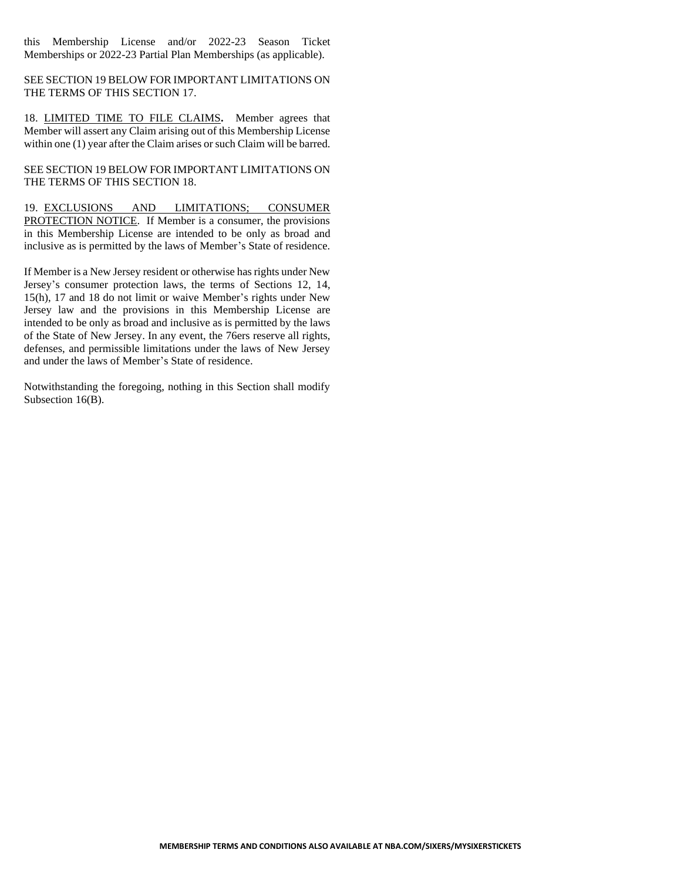this Membership License and/or 2022-23 Season Ticket Memberships or 2022-23 Partial Plan Memberships (as applicable).

SEE SECTION 19 BELOW FOR IMPORTANT LIMITATIONS ON THE TERMS OF THIS SECTION 17.

18. LIMITED TIME TO FILE CLAIMS**.** Member agrees that Member will assert any Claim arising out of this Membership License within one (1) year after the Claim arises or such Claim will be barred.

SEE SECTION 19 BELOW FOR IMPORTANT LIMITATIONS ON THE TERMS OF THIS SECTION 18.

19. EXCLUSIONS AND LIMITATIONS; CONSUMER PROTECTION NOTICE. If Member is a consumer, the provisions in this Membership License are intended to be only as broad and inclusive as is permitted by the laws of Member's State of residence.

If Member is a New Jersey resident or otherwise has rights under New Jersey's consumer protection laws, the terms of Sections 12, 14, 15(h), 17 and 18 do not limit or waive Member's rights under New Jersey law and the provisions in this Membership License are intended to be only as broad and inclusive as is permitted by the laws of the State of New Jersey. In any event, the 76ers reserve all rights, defenses, and permissible limitations under the laws of New Jersey and under the laws of Member's State of residence.

Notwithstanding the foregoing, nothing in this Section shall modify Subsection 16(B).

**MEMBERSHIP TERMS AND CONDITIONS ALSO AVAILABLE AT NBA.COM/SIXERS/MYSIXERSTICKETS**